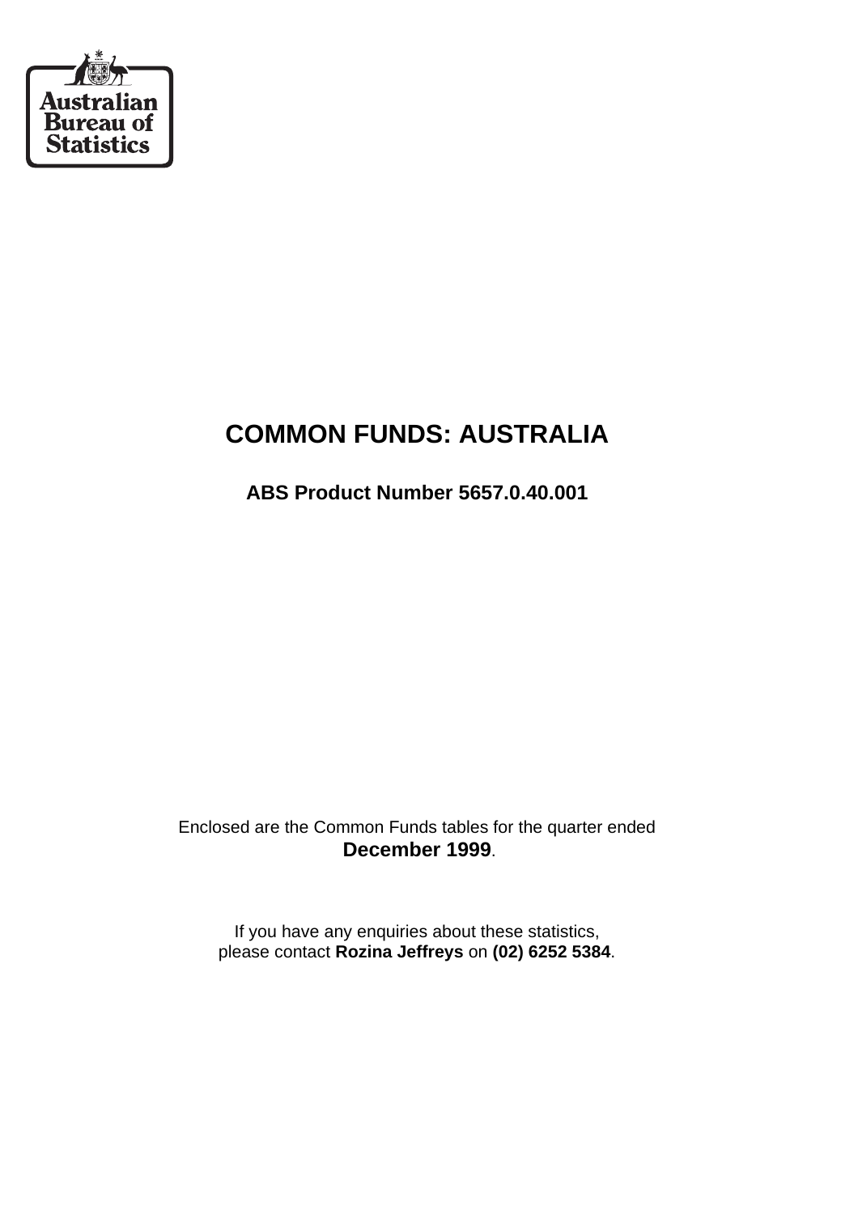Australian Bureau of Statistics

# COMMON FUNDS: AUSTRALIA

## ABS Product Number 5657.0.40.001

Enclosed are the Common Funds tables for the quarter ended **December 1999**.

If you have any enquiries about these statistics, please contact **Rozina Jeffreys** on **(02) 6252 5384**.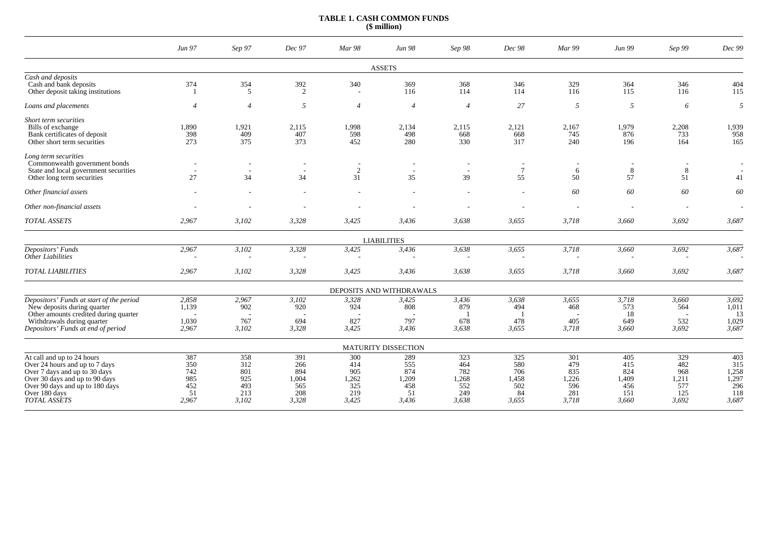**TABLE 1. CASH COMMON FUNDS**
**($ million)**

| | *Jun 97* | *Sep 97* | *Dec 97* | *Mar 98* | *Jun 98* | *Sep 98* | *Dec 98* | *Mar 99* | *Jun 99* | *Sep 99* | *Dec 99* |
|---|---|---|---|---|---|---|---|---|---|---|---|
| **ASSETS** | | | | | | | | | | | |
| *Cash and deposits* | | | | | | | | | | | |
| Cash and bank deposits | 374 | 354 | 392 | 340 | 369 | 368 | 346 | 329 | 364 | 346 | 404 |
| Other deposit taking institutions | 1 | 5 | 2 | - | 116 | 114 | 114 | 116 | 115 | 116 | 115 |
| *Loans and placements* | *4* | *4* | *5* | *4* | *4* | *4* | *27* | *5* | *5* | *6* | *5* |
| *Short term securities* | | | | | | | | | | | |
| Bills of exchange | 1,890 | 1,921 | 2,115 | 1,998 | 2,134 | 2,115 | 2,121 | 2,167 | 1,979 | 2,208 | 1,939 |
| Bank certificates of deposit | 398 | 409 | 407 | 598 | 498 | 668 | 668 | 745 | 876 | 733 | 958 |
| Other short term securities | 273 | 375 | 373 | 452 | 280 | 330 | 317 | 240 | 196 | 164 | 165 |
| *Long term securities* | | | | | | | | | | | |
| Commonwealth government bonds | - | - | - | - | - | - | - | - | - | - | - |
| State and local government securities | - | - | - | 2 | - | - | 7 | 6 | 8 | 8 | - |
| Other long term securities | 27 | 34 | 34 | 31 | 35 | 39 | 55 | 50 | 57 | 51 | 41 |
| *Other financial assets* | - | - | - | - | - | - | - | *60* | *60* | *60* | *60* |
| *Other non-financial assets* | - | - | - | - | - | - | - | - | - | - | - |
| *TOTAL ASSETS* | *2,967* | *3,102* | *3,328* | *3,425* | *3,436* | *3,638* | *3,655* | *3,718* | *3,660* | *3,692* | *3,687* |
| **LIABILITIES** | | | | | | | | | | | |
| *Depositors' Funds* | *2,967* | *3,102* | *3,328* | *3,425* | *3,436* | *3,638* | *3,655* | *3,718* | *3,660* | *3,692* | *3,687* |
| *Other Liabilities* | - | - | - | - | - | - | - | - | - | - | - |
| *TOTAL LIABILITIES* | *2,967* | *3,102* | *3,328* | *3,425* | *3,436* | *3,638* | *3,655* | *3,718* | *3,660* | *3,692* | *3,687* |
| **DEPOSITS AND WITHDRAWALS** | | | | | | | | | | | |
| *Depositors' Funds at start of the period* | *2,858* | *2,967* | *3,102* | *3,328* | *3,425* | *3,436* | *3,638* | *3,655* | *3,718* | *3,660* | *3,692* |
| New deposits during quarter | 1,139 | 902 | 920 | 924 | 808 | 879 | 494 | 468 | 573 | 564 | 1,011 |
| Other amounts credited during quarter | - | - | - | - | - | 1 | 1 | - | 18 | - | 13 |
| Withdrawals during quarter | 1,030 | 767 | 694 | 827 | 797 | 678 | 478 | 405 | 649 | 532 | 1,029 |
| *Depositors' Funds at end of period* | *2,967* | *3,102* | *3,328* | *3,425* | *3,436* | *3,638* | *3,655* | *3,718* | *3,660* | *3,692* | *3,687* |
| **MATURITY DISSECTION** | | | | | | | | | | | |
| At call and up to 24 hours | 387 | 358 | 391 | 300 | 289 | 323 | 325 | 301 | 405 | 329 | 403 |
| Over 24 hours and up to 7 days | 350 | 312 | 266 | 414 | 555 | 464 | 580 | 479 | 415 | 482 | 315 |
| Over 7 days and up to 30 days | 742 | 801 | 894 | 905 | 874 | 782 | 706 | 835 | 824 | 968 | 1,258 |
| Over 30 days and up to 90 days | 985 | 925 | 1,004 | 1,262 | 1,209 | 1,268 | 1,458 | 1,226 | 1,409 | 1,211 | 1,297 |
| Over 90 days and up to 180 days | 452 | 493 | 565 | 325 | 458 | 552 | 502 | 596 | 456 | 577 | 296 |
| Over 180 days | 51 | 213 | 208 | 219 | 51 | 249 | 84 | 281 | 151 | 125 | 118 |
| *TOTAL ASSETS* | *2,967* | *3,102* | *3,328* | *3,425* | *3,436* | *3,638* | *3,655* | *3,718* | *3,660* | *3,692* | *3,687* |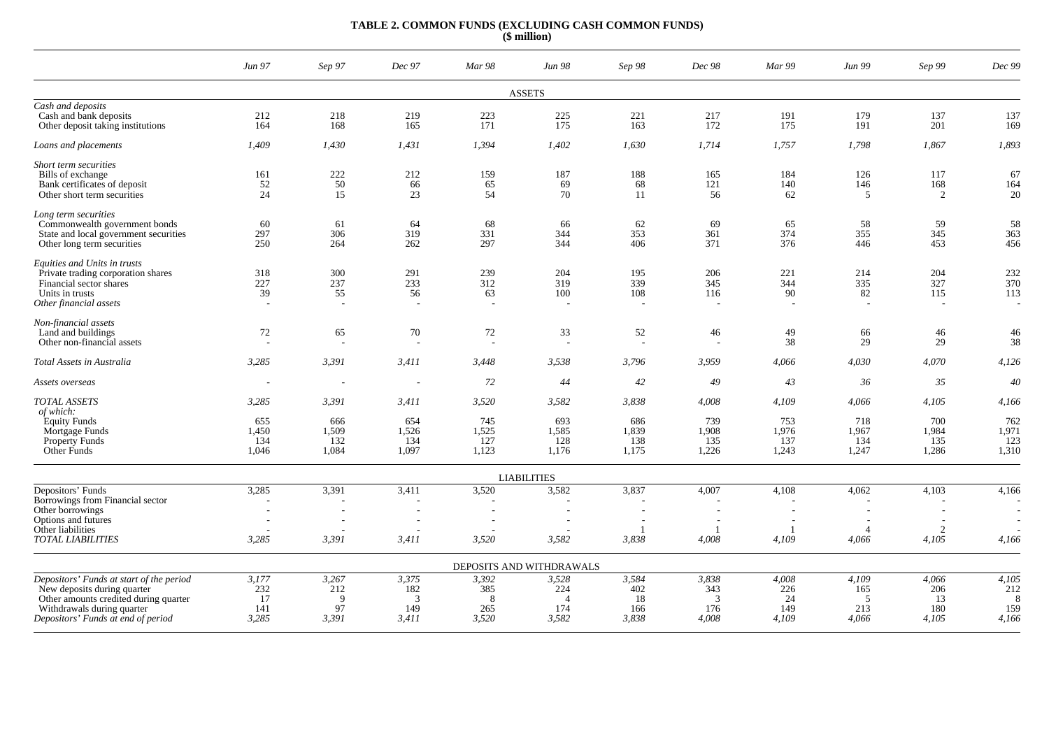# TABLE 2. COMMON FUNDS (EXCLUDING CASH COMMON FUNDS)
**($ million)**

| | *Jun 97* | *Sep 97* | *Dec 97* | *Mar 98* | *Jun 98* | *Sep 98* | *Dec 98* | *Mar 99* | *Jun 99* | *Sep 99* | *Dec 99* |
|---|---|---|---|---|---|---|---|---|---|---|---|
| **ASSETS** | | | | | | | | | | | |
| *Cash and deposits* | | | | | | | | | | | |
| Cash and bank deposits | 212 | 218 | 219 | 223 | 225 | 221 | 217 | 191 | 179 | 137 | 137 |
| Other deposit taking institutions | 164 | 168 | 165 | 171 | 175 | 163 | 172 | 175 | 191 | 201 | 169 |
| *Loans and placements* | *1,409* | *1,430* | *1,431* | *1,394* | *1,402* | *1,630* | *1,714* | *1,757* | *1,798* | *1,867* | *1,893* |
| *Short term securities* | | | | | | | | | | | |
| Bills of exchange | 161 | 222 | 212 | 159 | 187 | 188 | 165 | 184 | 126 | 117 | 67 |
| Bank certificates of deposit | 52 | 50 | 66 | 65 | 69 | 68 | 121 | 140 | 146 | 168 | 164 |
| Other short term securities | 24 | 15 | 23 | 54 | 70 | 11 | 56 | 62 | 5 | 2 | 20 |
| *Long term securities* | | | | | | | | | | | |
| Commonwealth government bonds | 60 | 61 | 64 | 68 | 66 | 62 | 69 | 65 | 58 | 59 | 58 |
| State and local government securities | 297 | 306 | 319 | 331 | 344 | 353 | 361 | 374 | 355 | 345 | 363 |
| Other long term securities | 250 | 264 | 262 | 297 | 344 | 406 | 371 | 376 | 446 | 453 | 456 |
| *Equities and Units in trusts* | | | | | | | | | | | |
| Private trading corporation shares | 318 | 300 | 291 | 239 | 204 | 195 | 206 | 221 | 214 | 204 | 232 |
| Financial sector shares | 227 | 237 | 233 | 312 | 319 | 339 | 345 | 344 | 335 | 327 | 370 |
| Units in trusts | 39 | 55 | 56 | 63 | 100 | 108 | 116 | 90 | 82 | 115 | 113 |
| *Other financial assets* | - | - | - | - | - | - | - | - | - | - | - |
| *Non-financial assets* | | | | | | | | | | | |
| Land and buildings | 72 | 65 | 70 | 72 | 33 | 52 | 46 | 49 | 66 | 46 | 46 |
| Other non-financial assets | - | - | - | - | - | - | - | 38 | 29 | 29 | 38 |
| *Total Assets in Australia* | *3,285* | *3,391* | *3,411* | *3,448* | *3,538* | *3,796* | *3,959* | *4,066* | *4,030* | *4,070* | *4,126* |
| *Assets overseas* | - | - | - | *72* | *44* | *42* | *49* | *43* | *36* | *35* | *40* |
| *TOTAL ASSETS* | *3,285* | *3,391* | *3,411* | *3,520* | *3,582* | *3,838* | *4,008* | *4,109* | *4,066* | *4,105* | *4,166* |
| *of which:* | | | | | | | | | | | |
| Equity Funds | 655 | 666 | 654 | 745 | 693 | 686 | 739 | 753 | 718 | 700 | 762 |
| Mortgage Funds | 1,450 | 1,509 | 1,526 | 1,525 | 1,585 | 1,839 | 1,908 | 1,976 | 1,967 | 1,984 | 1,971 |
| Property Funds | 134 | 132 | 134 | 127 | 128 | 138 | 135 | 137 | 134 | 135 | 123 |
| Other Funds | 1,046 | 1,084 | 1,097 | 1,123 | 1,176 | 1,175 | 1,226 | 1,243 | 1,247 | 1,286 | 1,310 |
| **LIABILITIES** | | | | | | | | | | | |
| Depositors' Funds | 3,285 | 3,391 | 3,411 | 3,520 | 3,582 | 3,837 | 4,007 | 4,108 | 4,062 | 4,103 | 4,166 |
| Borrowings from Financial sector | - | - | - | - | - | - | - | - | - | - | - |
| Other borrowings | - | - | - | - | - | - | - | - | - | - | - |
| Options and futures | - | - | - | - | - | - | - | - | - | - | - |
| Other liabilities | - | - | - | - | - | 1 | 1 | 1 | 4 | 2 | - |
| *TOTAL LIABILITIES* | *3,285* | *3,391* | *3,411* | *3,520* | *3,582* | *3,838* | *4,008* | *4,109* | *4,066* | *4,105* | *4,166* |
| **DEPOSITS AND WITHDRAWALS** | | | | | | | | | | | |
| *Depositors' Funds at start of the period* | *3,177* | *3,267* | *3,375* | *3,392* | *3,528* | *3,584* | *3,838* | *4,008* | *4,109* | *4,066* | *4,105* |
| New deposits during quarter | 232 | 212 | 182 | 385 | 224 | 402 | 343 | 226 | 165 | 206 | 212 |
| Other amounts credited during quarter | 17 | 9 | 3 | 8 | 4 | 18 | 3 | 24 | 5 | 13 | 8 |
| Withdrawals during quarter | 141 | 97 | 149 | 265 | 174 | 166 | 176 | 149 | 213 | 180 | 159 |
| *Depositors' Funds at end of period* | *3,285* | *3,391* | *3,411* | *3,520* | *3,582* | *3,838* | *4,008* | *4,109* | *4,066* | *4,105* | *4,166* |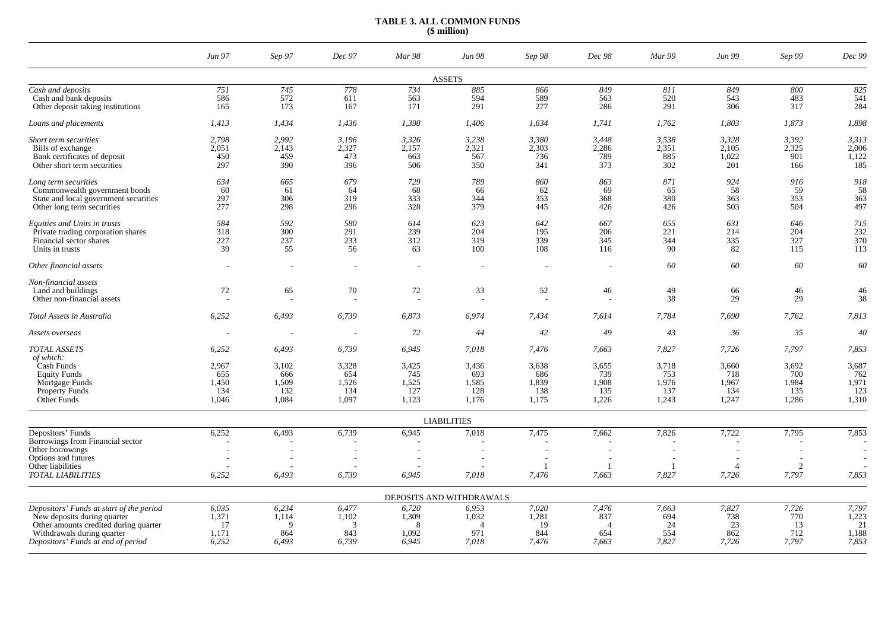**TABLE 3. ALL COMMON FUNDS**
**($ million)**

| | *Jun 97* | *Sep 97* | *Dec 97* | *Mar 98* | *Jun 98* | *Sep 98* | *Dec 98* | *Mar 99* | *Jun 99* | *Sep 99* | *Dec 99* |
|---|---|---|---|---|---|---|---|---|---|---|---|
| ASSETS | | | | | | | | | | | |
| *Cash and deposits* | *751* | *745* | *778* | *734* | *885* | *866* | *849* | *811* | *849* | *800* | *825* |
| Cash and bank deposits | 586 | 572 | 611 | 563 | 594 | 589 | 563 | 520 | 543 | 483 | 541 |
| Other deposit taking institutions | 165 | 173 | 167 | 171 | 291 | 277 | 286 | 291 | 306 | 317 | 284 |
| *Loans and placements* | *1,413* | *1,434* | *1,436* | *1,398* | *1,406* | *1,634* | *1,741* | *1,762* | *1,803* | *1,873* | *1,898* |
| *Short term securities* | *2,798* | *2,992* | *3,196* | *3,326* | *3,238* | *3,380* | *3,448* | *3,538* | *3,328* | *3,392* | *3,313* |
| Bills of exchange | 2,051 | 2,143 | 2,327 | 2,157 | 2,321 | 2,303 | 2,286 | 2,351 | 2,105 | 2,325 | 2,006 |
| Bank certificates of deposit | 450 | 459 | 473 | 663 | 567 | 736 | 789 | 885 | 1,022 | 901 | 1,122 |
| Other short term securities | 297 | 390 | 396 | 506 | 350 | 341 | 373 | 302 | 201 | 166 | 185 |
| *Long term securities* | *634* | *665* | *679* | *729* | *789* | *860* | *863* | *871* | *924* | *916* | *918* |
| Commonwealth government bonds | 60 | 61 | 64 | 68 | 66 | 62 | 69 | 65 | 58 | 59 | 58 |
| State and local government securities | 297 | 306 | 319 | 333 | 344 | 353 | 368 | 380 | 363 | 353 | 363 |
| Other long term securities | 277 | 298 | 296 | 328 | 379 | 445 | 426 | 426 | 503 | 504 | 497 |
| *Equities and Units in trusts* | *584* | *592* | *580* | *614* | *623* | *642* | *667* | *655* | *631* | *646* | *715* |
| Private trading corporation shares | 318 | 300 | 291 | 239 | 204 | 195 | 206 | 221 | 214 | 204 | 232 |
| Financial sector shares | 227 | 237 | 233 | 312 | 319 | 339 | 345 | 344 | 335 | 327 | 370 |
| Units in trusts | 39 | 55 | 56 | 63 | 100 | 108 | 116 | 90 | 82 | 115 | 113 |
| *Other financial assets* | - | - | - | - | - | - | - | *60* | *60* | *60* | *60* |
| *Non-financial assets* | | | | | | | | | | | |
| Land and buildings | 72 | 65 | 70 | 72 | 33 | 52 | 46 | 49 | 66 | 46 | 46 |
| Other non-financial assets | - | - | - | - | - | - | - | 38 | 29 | 29 | 38 |
| *Total Assets in Australia* | *6,252* | *6,493* | *6,739* | *6,873* | *6,974* | *7,434* | *7,614* | *7,784* | *7,690* | *7,762* | *7,813* |
| *Assets overseas* | - | - | - | *72* | *44* | *42* | *49* | *43* | *36* | *35* | *40* |
| *TOTAL ASSETS* | *6,252* | *6,493* | *6,739* | *6,945* | *7,018* | *7,476* | *7,663* | *7,827* | *7,726* | *7,797* | *7,853* |
| *of which:* | | | | | | | | | | | |
| Cash Funds | 2,967 | 3,102 | 3,328 | 3,425 | 3,436 | 3,638 | 3,655 | 3,718 | 3,660 | 3,692 | 3,687 |
| Equity Funds | 655 | 666 | 654 | 745 | 693 | 686 | 739 | 753 | 718 | 700 | 762 |
| Mortgage Funds | 1,450 | 1,509 | 1,526 | 1,525 | 1,585 | 1,839 | 1,908 | 1,976 | 1,967 | 1,984 | 1,971 |
| Property Funds | 134 | 132 | 134 | 127 | 128 | 138 | 135 | 137 | 134 | 135 | 123 |
| Other Funds | 1,046 | 1,084 | 1,097 | 1,123 | 1,176 | 1,175 | 1,226 | 1,243 | 1,247 | 1,286 | 1,310 |
| LIABILITIES | | | | | | | | | | | |
| Depositors' Funds | 6,252 | 6,493 | 6,739 | 6,945 | 7,018 | 7,475 | 7,662 | 7,826 | 7,722 | 7,795 | 7,853 |
| Borrowings from Financial sector | - | - | - | - | - | - | - | - | - | - | - |
| Other borrowings | - | - | - | - | - | - | - | - | - | - | - |
| Options and futures | - | - | - | - | - | - | - | - | - | - | - |
| Other liabilities | - | - | - | - | - | 1 | 1 | 1 | 4 | 2 | - |
| *TOTAL LIABILITIES* | *6,252* | *6,493* | *6,739* | *6,945* | *7,018* | *7,476* | *7,663* | *7,827* | *7,726* | *7,797* | *7,853* |
| DEPOSITS AND WITHDRAWALS | | | | | | | | | | | |
| *Depositors' Funds at start of the period* | *6,035* | *6,234* | *6,477* | *6,720* | *6,953* | *7,020* | *7,476* | *7,663* | *7,827* | *7,726* | *7,797* |
| New deposits during quarter | 1,371 | 1,114 | 1,102 | 1,309 | 1,032 | 1,281 | 837 | 694 | 738 | 770 | 1,223 |
| Other amounts credited during quarter | 17 | 9 | 3 | 8 | 4 | 19 | 4 | 24 | 23 | 13 | 21 |
| Withdrawals during quarter | 1,171 | 864 | 843 | 1,092 | 971 | 844 | 654 | 554 | 862 | 712 | 1,188 |
| *Depositors' Funds at end of period* | *6,252* | *6,493* | *6,739* | *6,945* | *7,018* | *7,476* | *7,663* | *7,827* | *7,726* | *7,797* | *7,853* |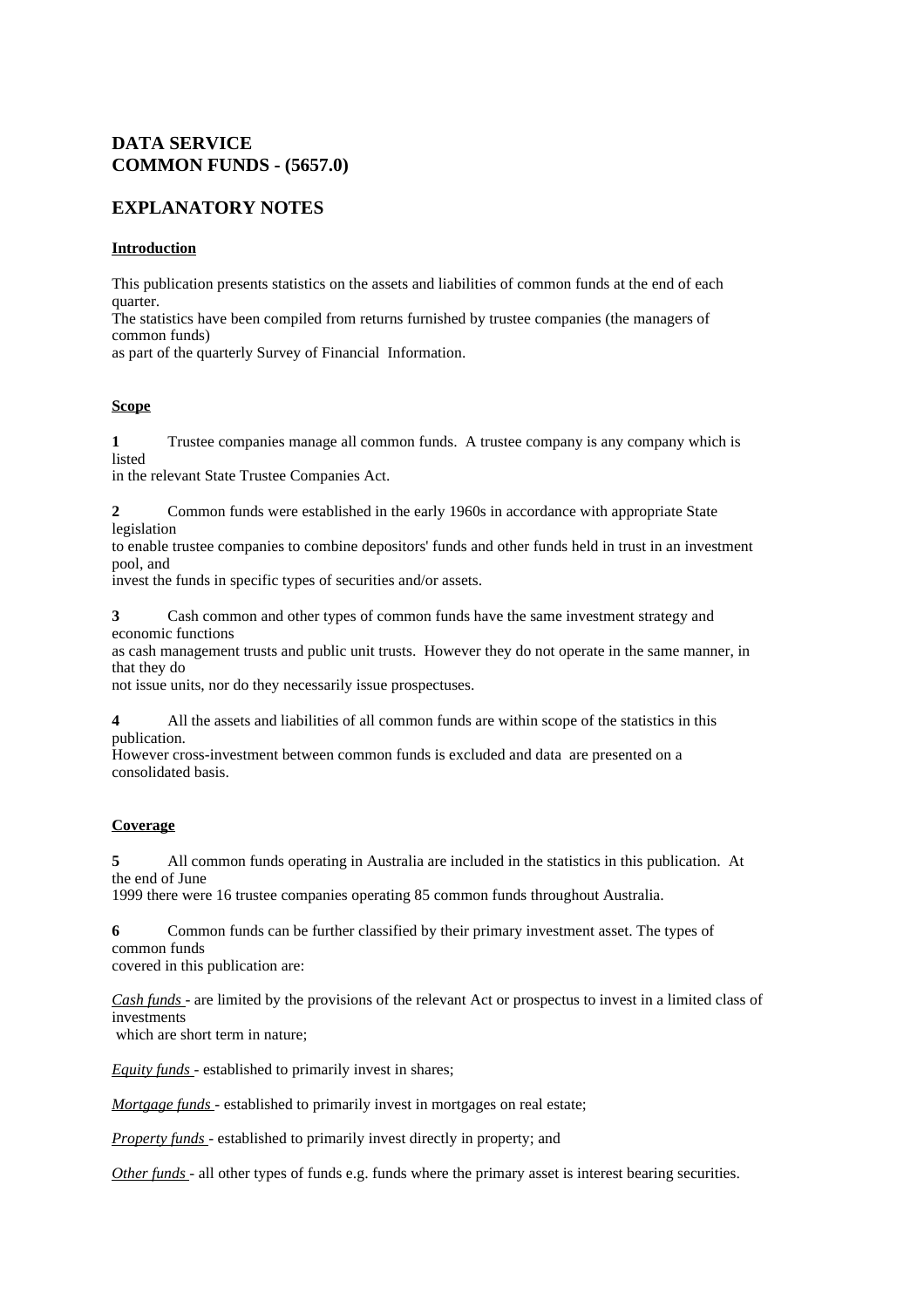## DATA SERVICE
## COMMON FUNDS - (5657.0)

## EXPLANATORY NOTES

**Introduction**

This publication presents statistics on the assets and liabilities of common funds at the end of each quarter.
The statistics have been compiled from returns furnished by trustee companies (the managers of common funds)
as part of the quarterly Survey of Financial Information.

**Scope**

**1** Trustee companies manage all common funds. A trustee company is any company which is listed
in the relevant State Trustee Companies Act.

**2** Common funds were established in the early 1960s in accordance with appropriate State legislation
to enable trustee companies to combine depositors' funds and other funds held in trust in an investment pool, and
invest the funds in specific types of securities and/or assets.

**3** Cash common and other types of common funds have the same investment strategy and economic functions
as cash management trusts and public unit trusts. However they do not operate in the same manner, in that they do
not issue units, nor do they necessarily issue prospectuses.

**4** All the assets and liabilities of all common funds are within scope of the statistics in this publication.
However cross-investment between common funds is excluded and data are presented on a consolidated basis.

**Coverage**

**5** All common funds operating in Australia are included in the statistics in this publication. At the end of June
1999 there were 16 trustee companies operating 85 common funds throughout Australia.

**6** Common funds can be further classified by their primary investment asset. The types of common funds
covered in this publication are:

*Cash funds* - are limited by the provisions of the relevant Act or prospectus to invest in a limited class of investments
which are short term in nature;

*Equity funds* - established to primarily invest in shares;

*Mortgage funds* - established to primarily invest in mortgages on real estate;

*Property funds* - established to primarily invest directly in property; and

*Other funds* - all other types of funds e.g. funds where the primary asset is interest bearing securities.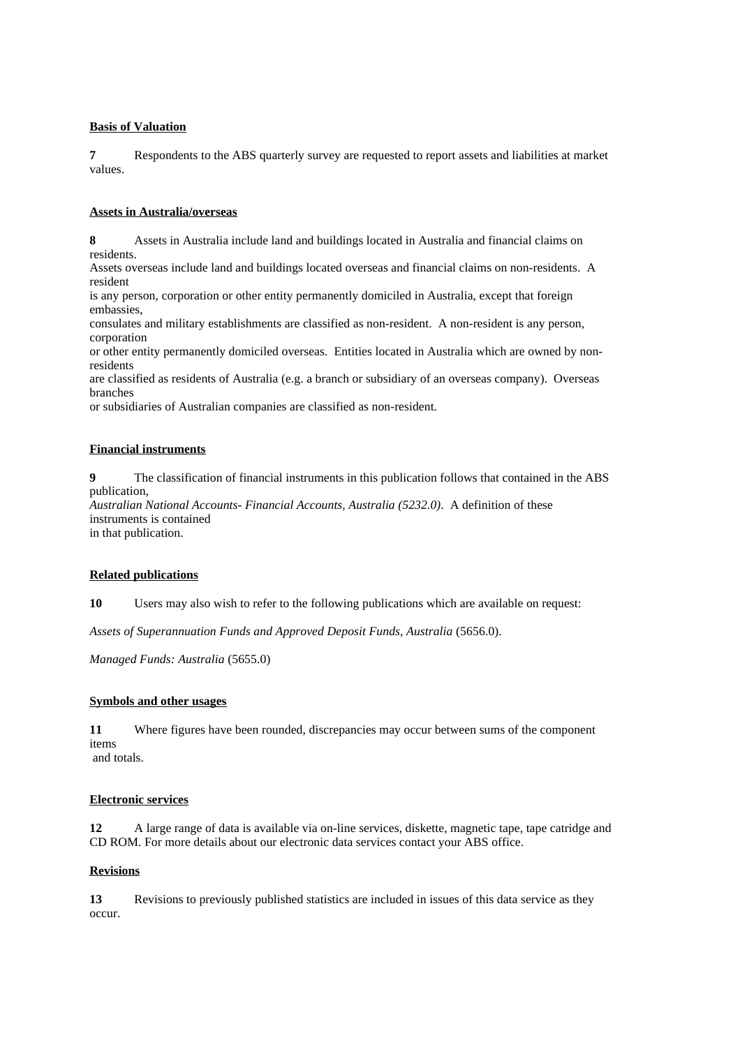**Basis of Valuation**

**7** Respondents to the ABS quarterly survey are requested to report assets and liabilities at market values.

**Assets in Australia/overseas**

**8** Assets in Australia include land and buildings located in Australia and financial claims on residents.
Assets overseas include land and buildings located overseas and financial claims on non-residents. A resident
is any person, corporation or other entity permanently domiciled in Australia, except that foreign embassies,
consulates and military establishments are classified as non-resident. A non-resident is any person, corporation
or other entity permanently domiciled overseas. Entities located in Australia which are owned by non-residents
are classified as residents of Australia (e.g. a branch or subsidiary of an overseas company). Overseas branches
or subsidiaries of Australian companies are classified as non-resident.

**Financial instruments**

**9** The classification of financial instruments in this publication follows that contained in the ABS publication,
*Australian National Accounts- Financial Accounts, Australia (5232.0)*. A definition of these instruments is contained
in that publication.

**Related publications**

**10** Users may also wish to refer to the following publications which are available on request:

*Assets of Superannuation Funds and Approved Deposit Funds, Australia* (5656.0).

*Managed Funds: Australia* (5655.0)

**Symbols and other usages**

**11** Where figures have been rounded, discrepancies may occur between sums of the component items
and totals.

**Electronic services**

**12** A large range of data is available via on-line services, diskette, magnetic tape, tape catridge and CD ROM. For more details about our electronic data services contact your ABS office.

**Revisions**

**13** Revisions to previously published statistics are included in issues of this data service as they occur.